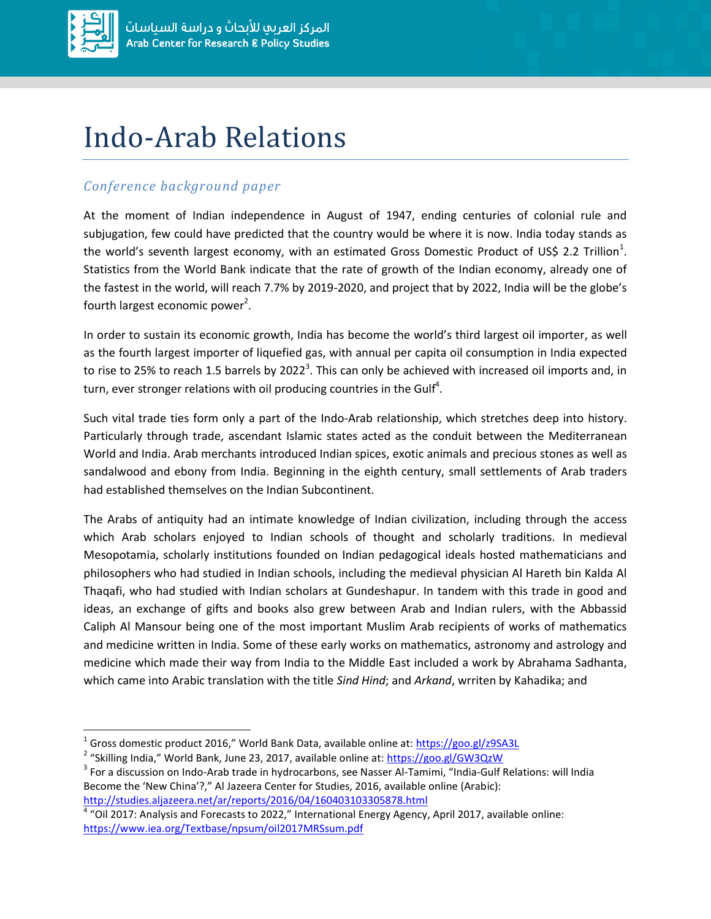# Indo-Arab Relations

*Conference background paper*

At the moment of Indian independence in August of 1947, ending centuries of colonial rule and subjugation, few could have predicted that the country would be where it is now. India today stands as the world's seventh largest economy, with an estimated Gross Domestic Product of US$ 2.2 Trillion[1]. Statistics from the World Bank indicate that the rate of growth of the Indian economy, already one of the fastest in the world, will reach 7.7% by 2019-2020, and project that by 2022, India will be the globe's fourth largest economic power[2].

In order to sustain its economic growth, India has become the world's third largest oil importer, as well as the fourth largest importer of liquefied gas, with annual per capita oil consumption in India expected to rise to 25% to reach 1.5 barrels by 2022[3]. This can only be achieved with increased oil imports and, in turn, ever stronger relations with oil producing countries in the Gulf[4].

Such vital trade ties form only a part of the Indo-Arab relationship, which stretches deep into history. Particularly through trade, ascendant Islamic states acted as the conduit between the Mediterranean World and India. Arab merchants introduced Indian spices, exotic animals and precious stones as well as sandalwood and ebony from India. Beginning in the eighth century, small settlements of Arab traders had established themselves on the Indian Subcontinent.

The Arabs of antiquity had an intimate knowledge of Indian civilization, including through the access which Arab scholars enjoyed to Indian schools of thought and scholarly traditions. In medieval Mesopotamia, scholarly institutions founded on Indian pedagogical ideals hosted mathematicians and philosophers who had studied in Indian schools, including the medieval physician Al Hareth bin Kalda Al Thaqafi, who had studied with Indian scholars at Gundeshapur. In tandem with this trade in good and ideas, an exchange of gifts and books also grew between Arab and Indian rulers, with the Abbassid Caliph Al Mansour being one of the most important Muslim Arab recipients of works of mathematics and medicine written in India. Some of these early works on mathematics, astronomy and astrology and medicine which made their way from India to the Middle East included a work by Abrahama Sadhanta, which came into Arabic translation with the title *Sind Hind*; and *Arkand*, wrriten by Kahadika; and

---

[1] Gross domestic product 2016," World Bank Data, available online at: https://goo.gl/z9SA3L

[2] "Skilling India," World Bank, June 23, 2017, available online at: https://goo.gl/GW3QzW

[3] For a discussion on Indo-Arab trade in hydrocarbons, see Nasser Al-Tamimi, "India-Gulf Relations: will India Become the 'New China'?," Al Jazeera Center for Studies, 2016, available online (Arabic): http://studies.aljazeera.net/ar/reports/2016/04/160403103305878.html

[4] "Oil 2017: Analysis and Forecasts to 2022," International Energy Agency, April 2017, available online: https://www.iea.org/Textbase/npsum/oil2017MRSsum.pdf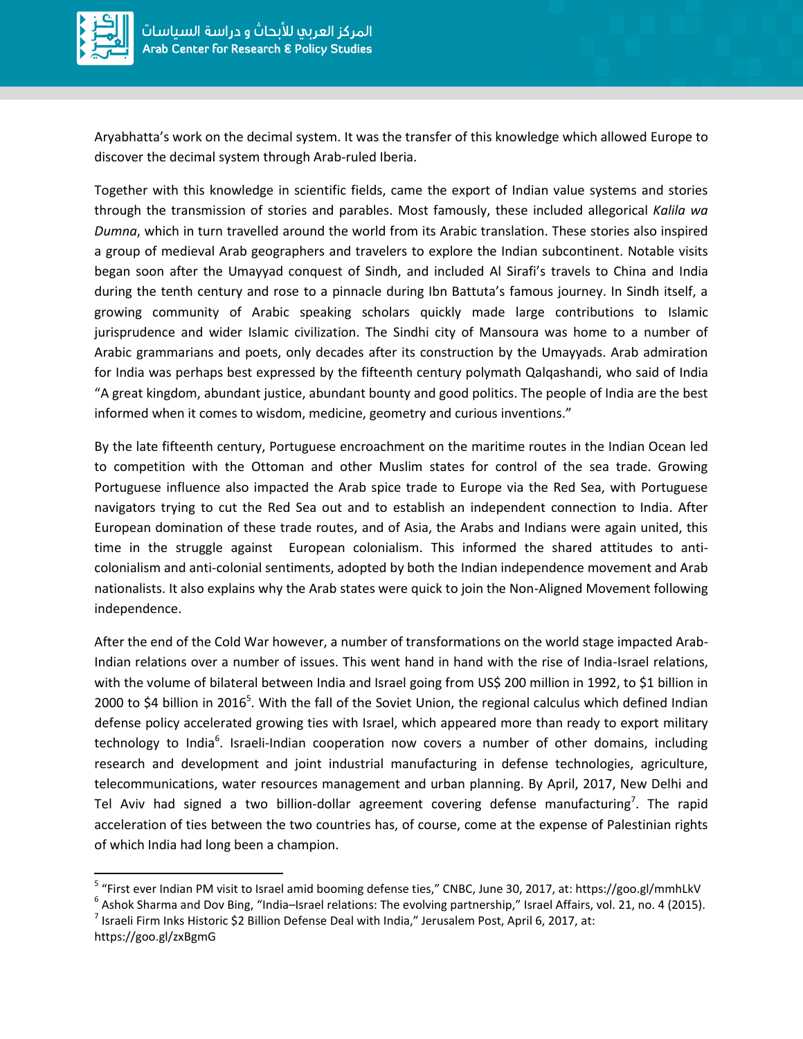Aryabhatta's work on the decimal system. It was the transfer of this knowledge which allowed Europe to discover the decimal system through Arab-ruled Iberia.

Together with this knowledge in scientific fields, came the export of Indian value systems and stories through the transmission of stories and parables. Most famously, these included allegorical *Kalila wa Dumna*, which in turn travelled around the world from its Arabic translation. These stories also inspired a group of medieval Arab geographers and travelers to explore the Indian subcontinent. Notable visits began soon after the Umayyad conquest of Sindh, and included Al Sirafi's travels to China and India during the tenth century and rose to a pinnacle during Ibn Battuta's famous journey. In Sindh itself, a growing community of Arabic speaking scholars quickly made large contributions to Islamic jurisprudence and wider Islamic civilization. The Sindhi city of Mansoura was home to a number of Arabic grammarians and poets, only decades after its construction by the Umayyads. Arab admiration for India was perhaps best expressed by the fifteenth century polymath Qalqashandi, who said of India "A great kingdom, abundant justice, abundant bounty and good politics. The people of India are the best informed when it comes to wisdom, medicine, geometry and curious inventions."

By the late fifteenth century, Portuguese encroachment on the maritime routes in the Indian Ocean led to competition with the Ottoman and other Muslim states for control of the sea trade. Growing Portuguese influence also impacted the Arab spice trade to Europe via the Red Sea, with Portuguese navigators trying to cut the Red Sea out and to establish an independent connection to India. After European domination of these trade routes, and of Asia, the Arabs and Indians were again united, this time in the struggle against European colonialism. This informed the shared attitudes to anti-colonialism and anti-colonial sentiments, adopted by both the Indian independence movement and Arab nationalists. It also explains why the Arab states were quick to join the Non-Aligned Movement following independence.

After the end of the Cold War however, a number of transformations on the world stage impacted Arab-Indian relations over a number of issues. This went hand in hand with the rise of India-Israel relations, with the volume of bilateral between India and Israel going from US$ 200 million in 1992, to $1 billion in 2000 to $4 billion in 2016[5]. With the fall of the Soviet Union, the regional calculus which defined Indian defense policy accelerated growing ties with Israel, which appeared more than ready to export military technology to India[6]. Israeli-Indian cooperation now covers a number of other domains, including research and development and joint industrial manufacturing in defense technologies, agriculture, telecommunications, water resources management and urban planning. By April, 2017, New Delhi and Tel Aviv had signed a two billion-dollar agreement covering defense manufacturing[7]. The rapid acceleration of ties between the two countries has, of course, come at the expense of Palestinian rights of which India had long been a champion.

---

[5] "First ever Indian PM visit to Israel amid booming defense ties," CNBC, June 30, 2017, at: https://goo.gl/mmhLkV

[6] Ashok Sharma and Dov Bing, "India–Israel relations: The evolving partnership," Israel Affairs, vol. 21, no. 4 (2015).

[7] Israeli Firm Inks Historic $2 Billion Defense Deal with India," Jerusalem Post, April 6, 2017, at: https://goo.gl/zxBgmG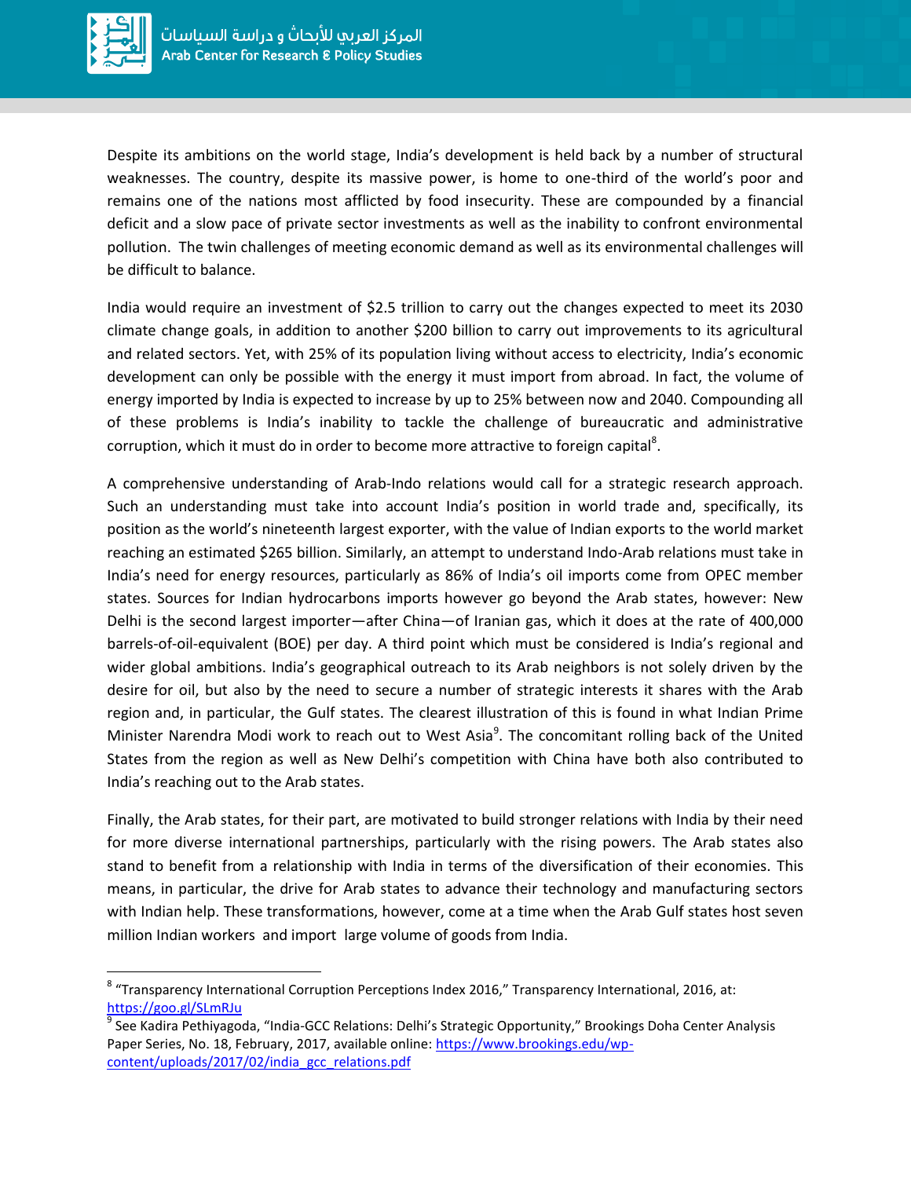Despite its ambitions on the world stage, India's development is held back by a number of structural weaknesses. The country, despite its massive power, is home to one-third of the world's poor and remains one of the nations most afflicted by food insecurity. These are compounded by a financial deficit and a slow pace of private sector investments as well as the inability to confront environmental pollution. The twin challenges of meeting economic demand as well as its environmental challenges will be difficult to balance.

India would require an investment of $2.5 trillion to carry out the changes expected to meet its 2030 climate change goals, in addition to another $200 billion to carry out improvements to its agricultural and related sectors. Yet, with 25% of its population living without access to electricity, India's economic development can only be possible with the energy it must import from abroad. In fact, the volume of energy imported by India is expected to increase by up to 25% between now and 2040. Compounding all of these problems is India's inability to tackle the challenge of bureaucratic and administrative corruption, which it must do in order to become more attractive to foreign capital[8].

A comprehensive understanding of Arab-Indo relations would call for a strategic research approach. Such an understanding must take into account India's position in world trade and, specifically, its position as the world's nineteenth largest exporter, with the value of Indian exports to the world market reaching an estimated $265 billion. Similarly, an attempt to understand Indo-Arab relations must take in India's need for energy resources, particularly as 86% of India's oil imports come from OPEC member states. Sources for Indian hydrocarbons imports however go beyond the Arab states, however: New Delhi is the second largest importer—after China—of Iranian gas, which it does at the rate of 400,000 barrels-of-oil-equivalent (BOE) per day. A third point which must be considered is India's regional and wider global ambitions. India's geographical outreach to its Arab neighbors is not solely driven by the desire for oil, but also by the need to secure a number of strategic interests it shares with the Arab region and, in particular, the Gulf states. The clearest illustration of this is found in what Indian Prime Minister Narendra Modi work to reach out to West Asia[9]. The concomitant rolling back of the United States from the region as well as New Delhi's competition with China have both also contributed to India's reaching out to the Arab states.

Finally, the Arab states, for their part, are motivated to build stronger relations with India by their need for more diverse international partnerships, particularly with the rising powers. The Arab states also stand to benefit from a relationship with India in terms of the diversification of their economies. This means, in particular, the drive for Arab states to advance their technology and manufacturing sectors with Indian help. These transformations, however, come at a time when the Arab Gulf states host seven million Indian workers and import large volume of goods from India.

---

[8] "Transparency International Corruption Perceptions Index 2016," Transparency International, 2016, at: https://goo.gl/SLmRJu

[9] See Kadira Pethiyagoda, "India-GCC Relations: Delhi's Strategic Opportunity," Brookings Doha Center Analysis Paper Series, No. 18, February, 2017, available online: https://www.brookings.edu/wp-content/uploads/2017/02/india_gcc_relations.pdf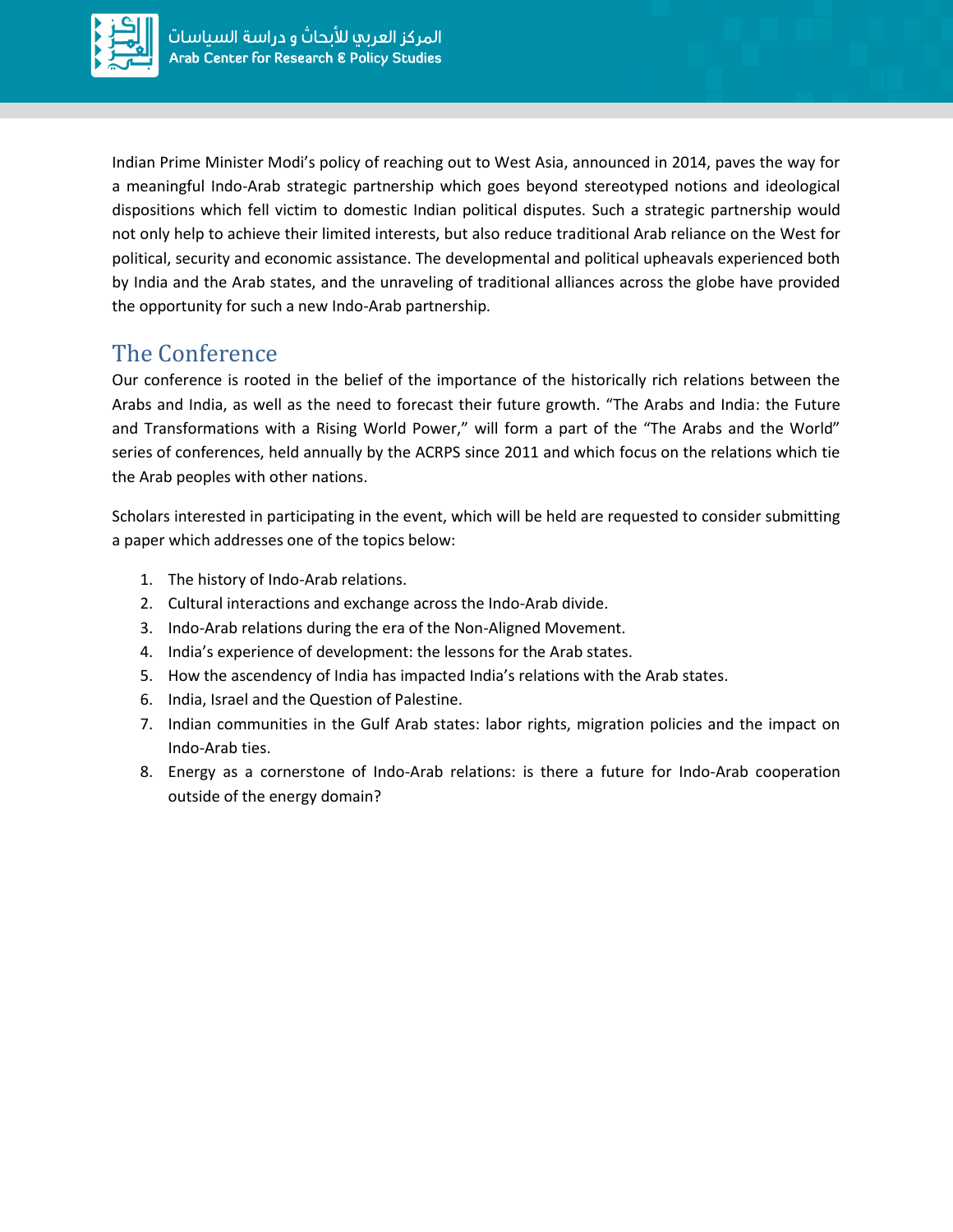Indian Prime Minister Modi's policy of reaching out to West Asia, announced in 2014, paves the way for a meaningful Indo-Arab strategic partnership which goes beyond stereotyped notions and ideological dispositions which fell victim to domestic Indian political disputes. Such a strategic partnership would not only help to achieve their limited interests, but also reduce traditional Arab reliance on the West for political, security and economic assistance. The developmental and political upheavals experienced both by India and the Arab states, and the unraveling of traditional alliances across the globe have provided the opportunity for such a new Indo-Arab partnership.

## The Conference

Our conference is rooted in the belief of the importance of the historically rich relations between the Arabs and India, as well as the need to forecast their future growth. "The Arabs and India: the Future and Transformations with a Rising World Power," will form a part of the "The Arabs and the World" series of conferences, held annually by the ACRPS since 2011 and which focus on the relations which tie the Arab peoples with other nations.

Scholars interested in participating in the event, which will be held are requested to consider submitting a paper which addresses one of the topics below:

1. The history of Indo-Arab relations.
2. Cultural interactions and exchange across the Indo-Arab divide.
3. Indo-Arab relations during the era of the Non-Aligned Movement.
4. India's experience of development: the lessons for the Arab states.
5. How the ascendency of India has impacted India's relations with the Arab states.
6. India, Israel and the Question of Palestine.
7. Indian communities in the Gulf Arab states: labor rights, migration policies and the impact on Indo-Arab ties.
8. Energy as a cornerstone of Indo-Arab relations: is there a future for Indo-Arab cooperation outside of the energy domain?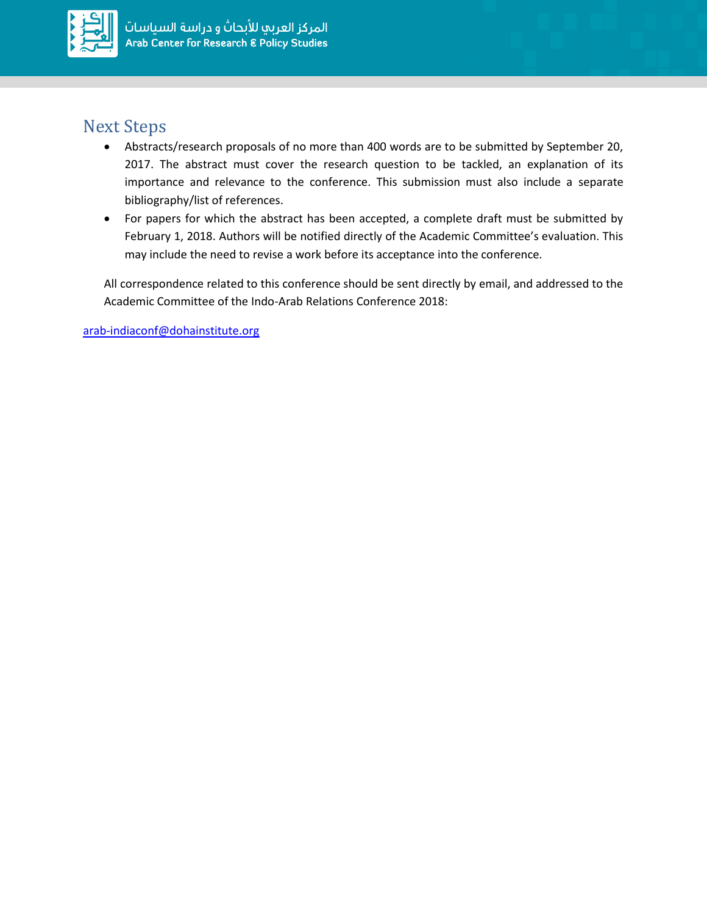## Next Steps

- Abstracts/research proposals of no more than 400 words are to be submitted by September 20, 2017. The abstract must cover the research question to be tackled, an explanation of its importance and relevance to the conference. This submission must also include a separate bibliography/list of references.
- For papers for which the abstract has been accepted, a complete draft must be submitted by February 1, 2018. Authors will be notified directly of the Academic Committee's evaluation. This may include the need to revise a work before its acceptance into the conference.

All correspondence related to this conference should be sent directly by email, and addressed to the Academic Committee of the Indo-Arab Relations Conference 2018:

arab-indiaconf@dohainstitute.org